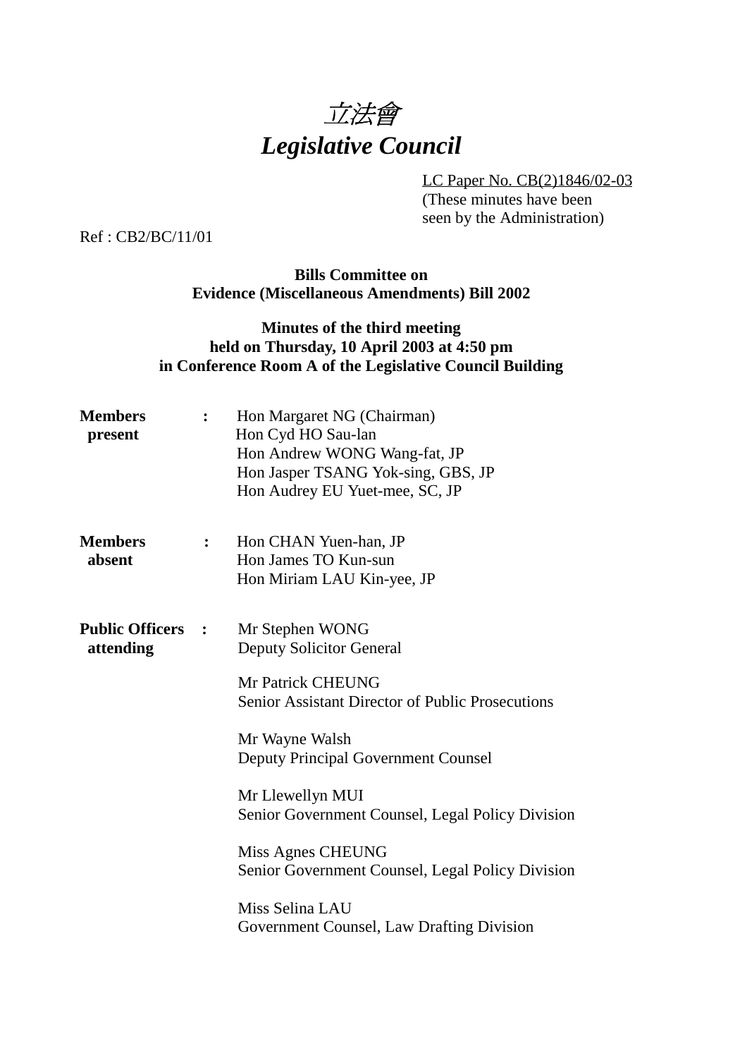# *立法會*
# *Legislative Council*

LC Paper No. CB(2)1846/02-03
(These minutes have been seen by the Administration)

Ref : CB2/BC/11/01

**Bills Committee on**
**Evidence (Miscellaneous Amendments) Bill 2002**

**Minutes of the third meeting**
**held on Thursday, 10 April 2003 at 4:50 pm**
**in Conference Room A of the Legislative Council Building**

**Members present** :
Hon Margaret NG (Chairman)
Hon Cyd HO Sau-lan
Hon Andrew WONG Wang-fat, JP
Hon Jasper TSANG Yok-sing, GBS, JP
Hon Audrey EU Yuet-mee, SC, JP

**Members absent** :
Hon CHAN Yuen-han, JP
Hon James TO Kun-sun
Hon Miriam LAU Kin-yee, JP

**Public Officers attending** :
Mr Stephen WONG
Deputy Solicitor General

Mr Patrick CHEUNG
Senior Assistant Director of Public Prosecutions

Mr Wayne Walsh
Deputy Principal Government Counsel

Mr Llewellyn MUI
Senior Government Counsel, Legal Policy Division

Miss Agnes CHEUNG
Senior Government Counsel, Legal Policy Division

Miss Selina LAU
Government Counsel, Law Drafting Division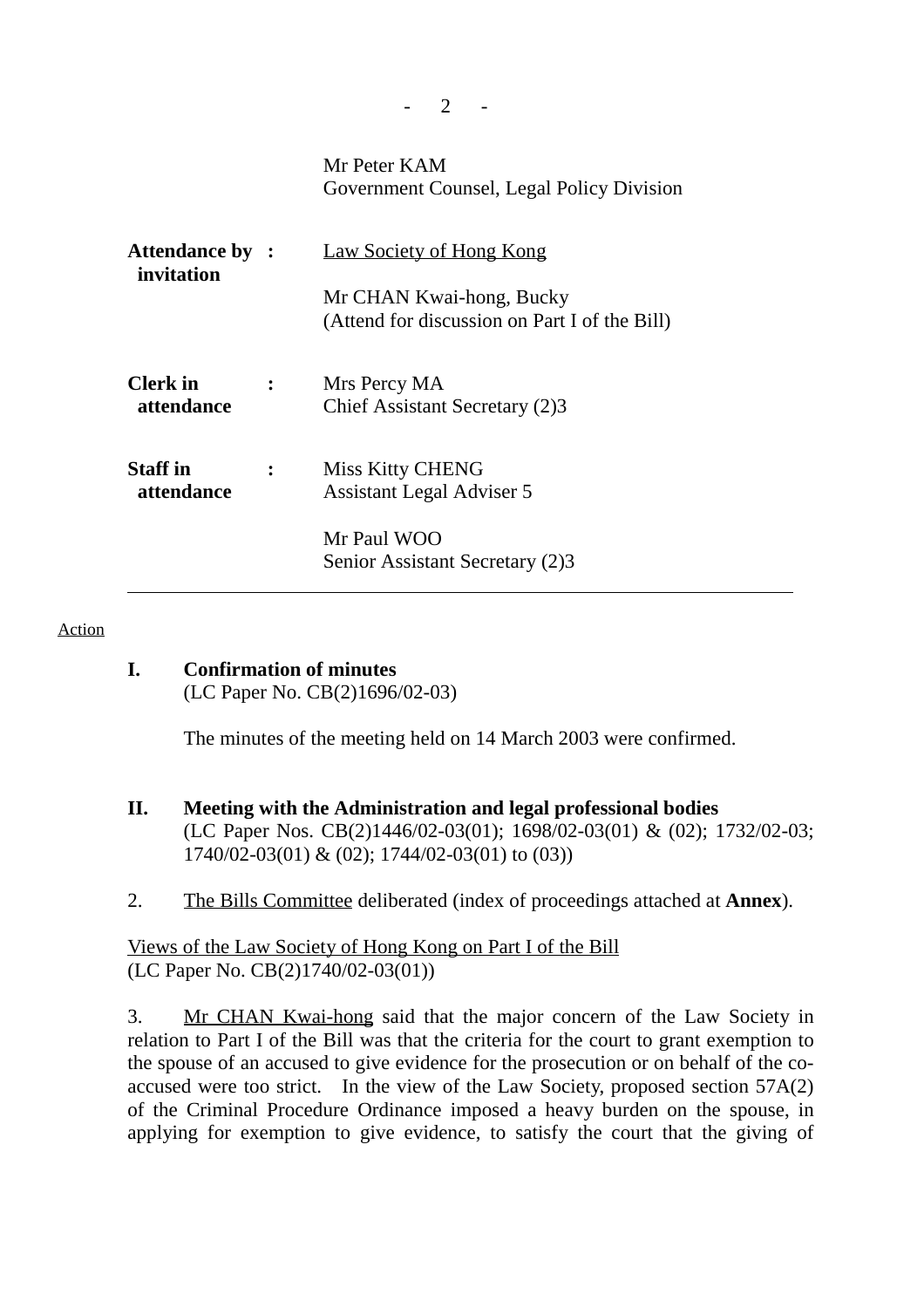| | | |
|---|---|---|
| | | Mr Peter KAM<br>Government Counsel, Legal Policy Division |
| **Attendance by invitation** | **:** | Law Society of Hong Kong<br><br>Mr CHAN Kwai-hong, Bucky<br>(Attend for discussion on Part I of the Bill) |
| **Clerk in attendance** | **:** | Mrs Percy MA<br>Chief Assistant Secretary (2)3 |
| **Staff in attendance** | **:** | Miss Kitty CHENG<br>Assistant Legal Adviser 5<br><br>Mr Paul WOO<br>Senior Assistant Secretary (2)3 |

---

Action

**I. Confirmation of minutes**
(LC Paper No. CB(2)1696/02-03)

The minutes of the meeting held on 14 March 2003 were confirmed.

**II. Meeting with the Administration and legal professional bodies**
(LC Paper Nos. CB(2)1446/02-03(01); 1698/02-03(01) & (02); 1732/02-03; 1740/02-03(01) & (02); 1744/02-03(01) to (03))

2. The Bills Committee deliberated (index of proceedings attached at **Annex**).

Views of the Law Society of Hong Kong on Part I of the Bill
(LC Paper No. CB(2)1740/02-03(01))

3. Mr CHAN Kwai-hong said that the major concern of the Law Society in relation to Part I of the Bill was that the criteria for the court to grant exemption to the spouse of an accused to give evidence for the prosecution or on behalf of the co-accused were too strict. In the view of the Law Society, proposed section 57A(2) of the Criminal Procedure Ordinance imposed a heavy burden on the spouse, in applying for exemption to give evidence, to satisfy the court that the giving of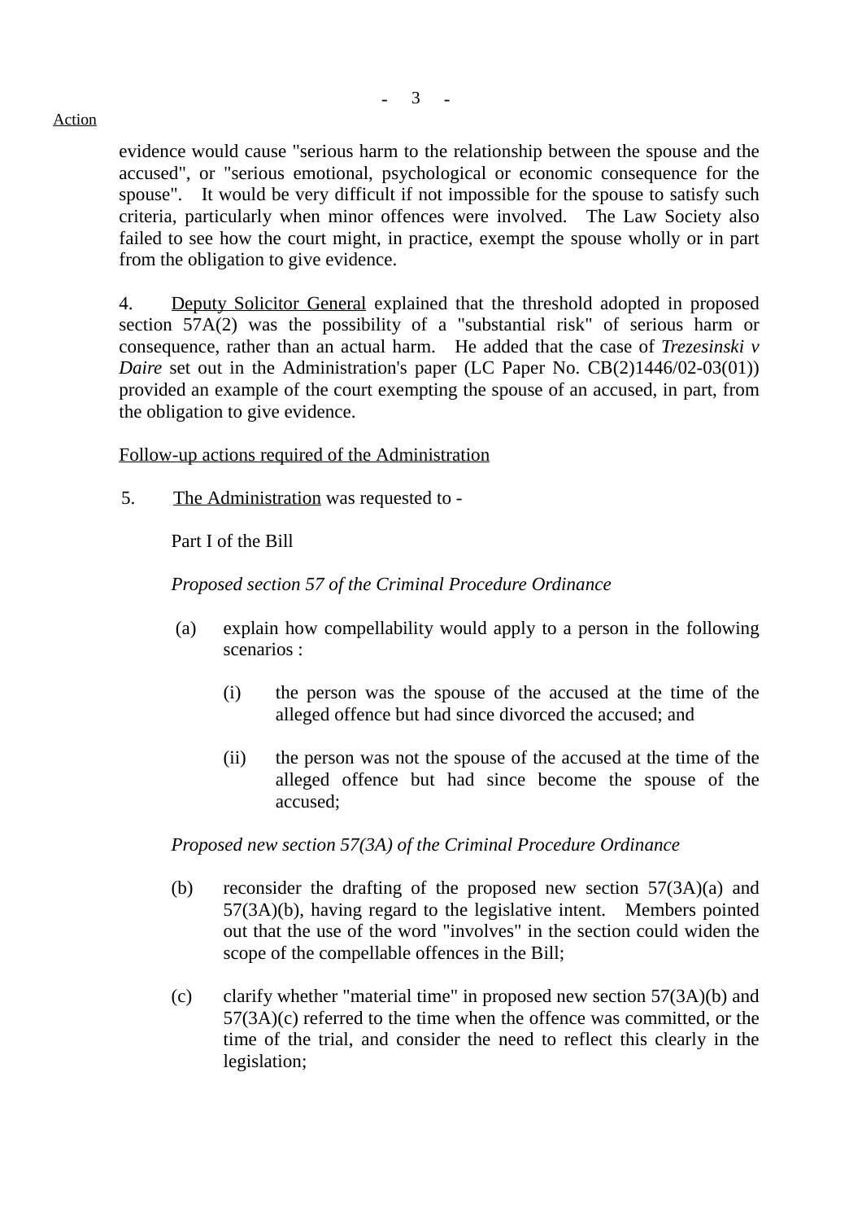evidence would cause "serious harm to the relationship between the spouse and the accused", or "serious emotional, psychological or economic consequence for the spouse". It would be very difficult if not impossible for the spouse to satisfy such criteria, particularly when minor offences were involved. The Law Society also failed to see how the court might, in practice, exempt the spouse wholly or in part from the obligation to give evidence.

4. Deputy Solicitor General explained that the threshold adopted in proposed section 57A(2) was the possibility of a "substantial risk" of serious harm or consequence, rather than an actual harm. He added that the case of *Trezesinski v Daire* set out in the Administration's paper (LC Paper No. CB(2)1446/02-03(01)) provided an example of the court exempting the spouse of an accused, in part, from the obligation to give evidence.

Follow-up actions required of the Administration

5. The Administration was requested to -

Part I of the Bill

*Proposed section 57 of the Criminal Procedure Ordinance*

(a) explain how compellability would apply to a person in the following scenarios :

(i) the person was the spouse of the accused at the time of the alleged offence but had since divorced the accused; and

(ii) the person was not the spouse of the accused at the time of the alleged offence but had since become the spouse of the accused;

*Proposed new section 57(3A) of the Criminal Procedure Ordinance*

(b) reconsider the drafting of the proposed new section 57(3A)(a) and 57(3A)(b), having regard to the legislative intent. Members pointed out that the use of the word "involves" in the section could widen the scope of the compellable offences in the Bill;

(c) clarify whether "material time" in proposed new section 57(3A)(b) and 57(3A)(c) referred to the time when the offence was committed, or the time of the trial, and consider the need to reflect this clearly in the legislation;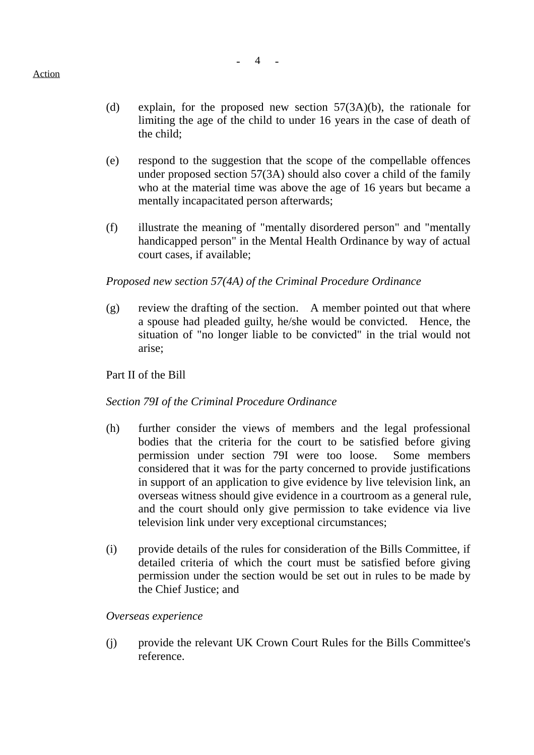Action

(d) explain, for the proposed new section 57(3A)(b), the rationale for limiting the age of the child to under 16 years in the case of death of the child;

(e) respond to the suggestion that the scope of the compellable offences under proposed section 57(3A) should also cover a child of the family who at the material time was above the age of 16 years but became a mentally incapacitated person afterwards;

(f) illustrate the meaning of "mentally disordered person" and "mentally handicapped person" in the Mental Health Ordinance by way of actual court cases, if available;

*Proposed new section 57(4A) of the Criminal Procedure Ordinance*

(g) review the drafting of the section. A member pointed out that where a spouse had pleaded guilty, he/she would be convicted. Hence, the situation of "no longer liable to be convicted" in the trial would not arise;

Part II of the Bill

*Section 79I of the Criminal Procedure Ordinance*

(h) further consider the views of members and the legal professional bodies that the criteria for the court to be satisfied before giving permission under section 79I were too loose. Some members considered that it was for the party concerned to provide justifications in support of an application to give evidence by live television link, an overseas witness should give evidence in a courtroom as a general rule, and the court should only give permission to take evidence via live television link under very exceptional circumstances;

(i) provide details of the rules for consideration of the Bills Committee, if detailed criteria of which the court must be satisfied before giving permission under the section would be set out in rules to be made by the Chief Justice; and

*Overseas experience*

(j) provide the relevant UK Crown Court Rules for the Bills Committee's reference.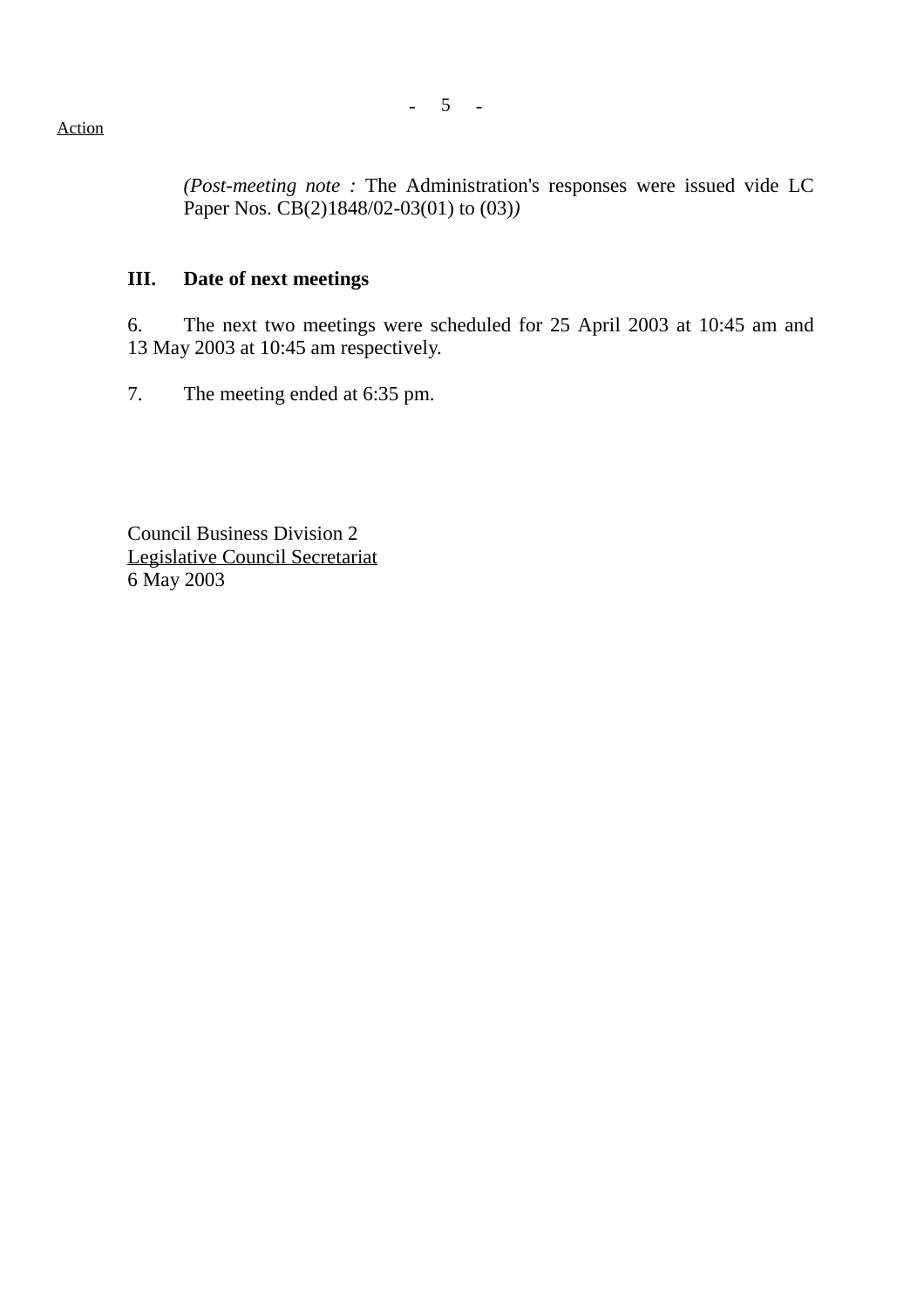Action

*(Post-meeting note :* The Administration's responses were issued vide LC Paper Nos. CB(2)1848/02-03(01) to (03)*)*

## III. Date of next meetings

6. The next two meetings were scheduled for 25 April 2003 at 10:45 am and 13 May 2003 at 10:45 am respectively.

7. The meeting ended at 6:35 pm.

Council Business Division 2
Legislative Council Secretariat
6 May 2003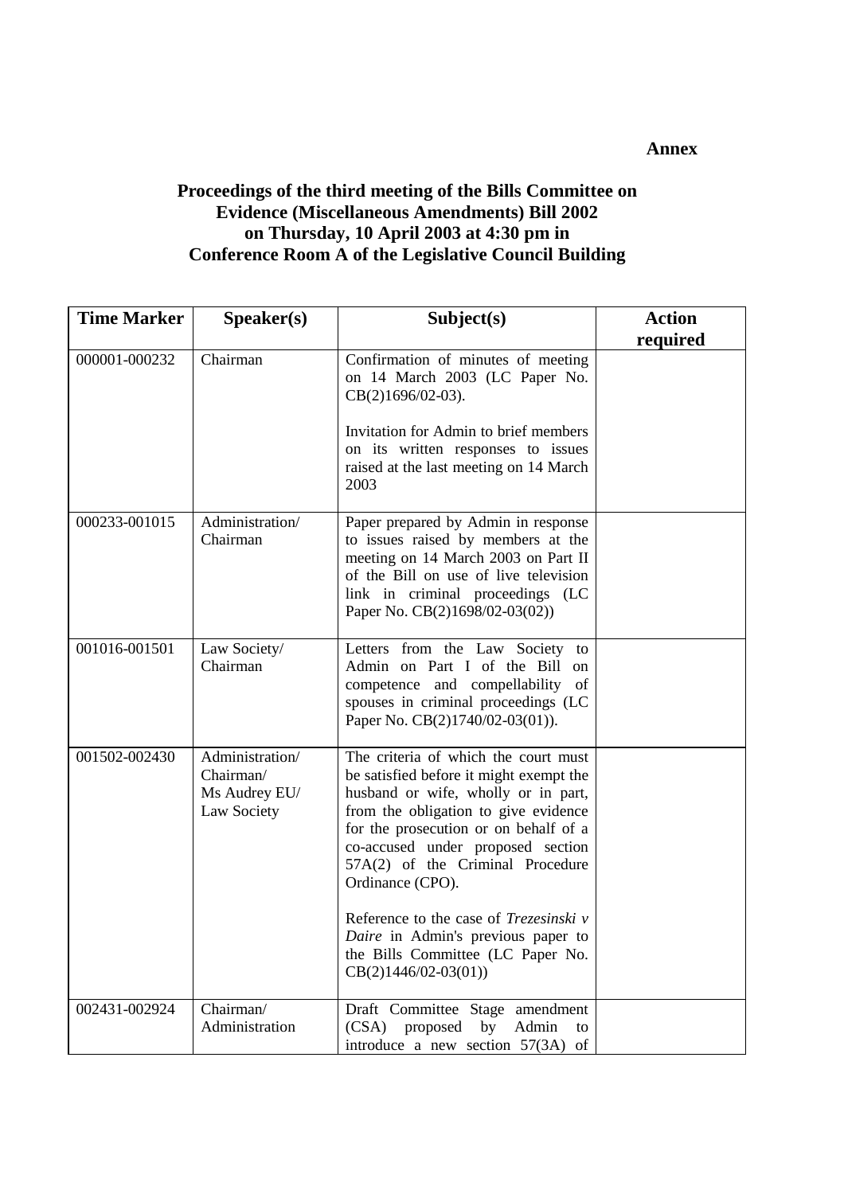**Annex**

## Proceedings of the third meeting of the Bills Committee on Evidence (Miscellaneous Amendments) Bill 2002 on Thursday, 10 April 2003 at 4:30 pm in Conference Room A of the Legislative Council Building

| Time Marker | Speaker(s) | Subject(s) | Action required |
|---|---|---|---|
| 000001-000232 | Chairman | Confirmation of minutes of meeting on 14 March 2003 (LC Paper No. CB(2)1696/02-03).<br><br>Invitation for Admin to brief members on its written responses to issues raised at the last meeting on 14 March 2003 | |
| 000233-001015 | Administration/ Chairman | Paper prepared by Admin in response to issues raised by members at the meeting on 14 March 2003 on Part II of the Bill on use of live television link in criminal proceedings (LC Paper No. CB(2)1698/02-03(02)) | |
| 001016-001501 | Law Society/ Chairman | Letters from the Law Society to Admin on Part I of the Bill on competence and compellability of spouses in criminal proceedings (LC Paper No. CB(2)1740/02-03(01)). | |
| 001502-002430 | Administration/ Chairman/ Ms Audrey EU/ Law Society | The criteria of which the court must be satisfied before it might exempt the husband or wife, wholly or in part, from the obligation to give evidence for the prosecution or on behalf of a co-accused under proposed section 57A(2) of the Criminal Procedure Ordinance (CPO).<br><br>Reference to the case of *Trezesinski v Daire* in Admin's previous paper to the Bills Committee (LC Paper No. CB(2)1446/02-03(01)) | |
| 002431-002924 | Chairman/ Administration | Draft Committee Stage amendment (CSA) proposed by Admin to introduce a new section 57(3A) of | |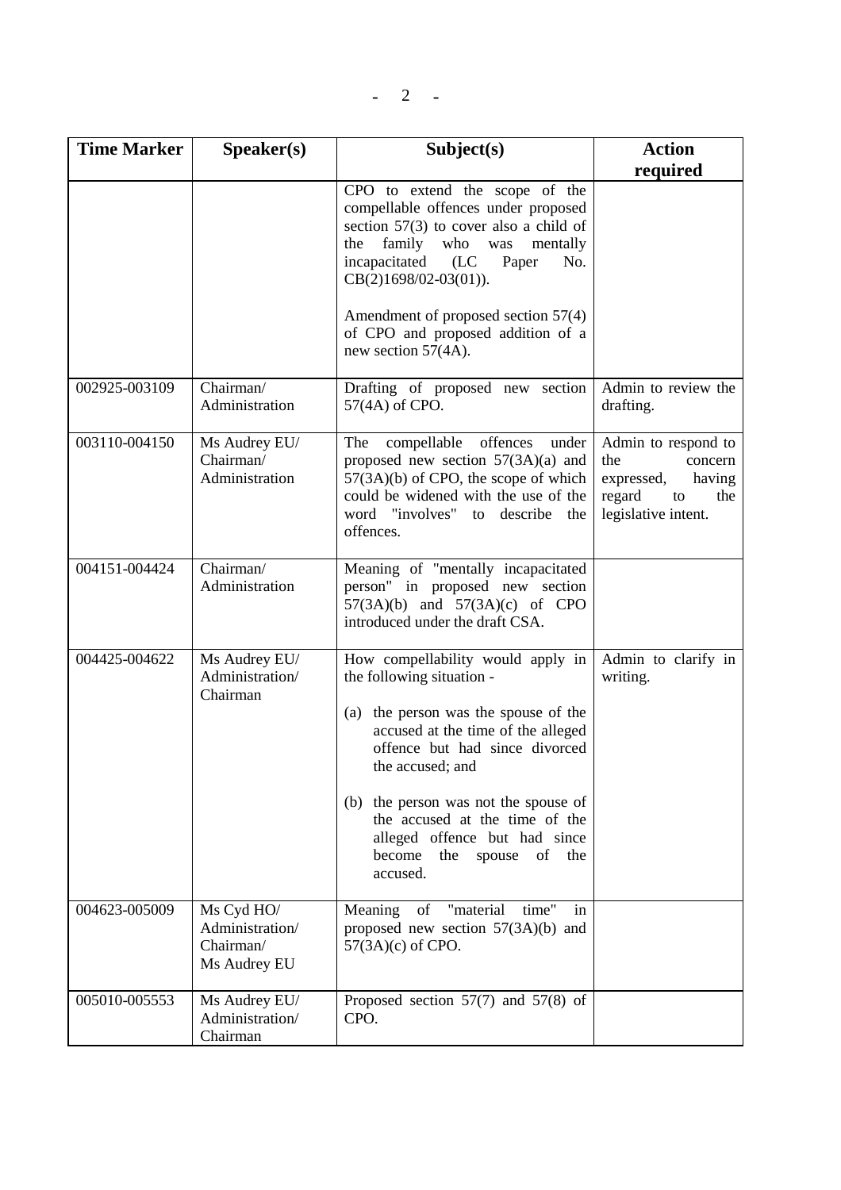| Time Marker | Speaker(s) | Subject(s) | Action required |
|---|---|---|---|
| | | CPO to extend the scope of the compellable offences under proposed section 57(3) to cover also a child of the family who was mentally incapacitated (LC Paper No. CB(2)1698/02-03(01)).<br><br>Amendment of proposed section 57(4) of CPO and proposed addition of a new section 57(4A). | |
| 002925-003109 | Chairman/ Administration | Drafting of proposed new section 57(4A) of CPO. | Admin to review the drafting. |
| 003110-004150 | Ms Audrey EU/ Chairman/ Administration | The compellable offences under proposed new section 57(3A)(a) and 57(3A)(b) of CPO, the scope of which could be widened with the use of the word "involves" to describe the offences. | Admin to respond to the concern expressed, having regard to the legislative intent. |
| 004151-004424 | Chairman/ Administration | Meaning of "mentally incapacitated person" in proposed new section 57(3A)(b) and 57(3A)(c) of CPO introduced under the draft CSA. | |
| 004425-004622 | Ms Audrey EU/ Administration/ Chairman | How compellability would apply in the following situation -<br><br>(a) the person was the spouse of the accused at the time of the alleged offence but had since divorced the accused; and<br><br>(b) the person was not the spouse of the accused at the time of the alleged offence but had since become the spouse of the accused. | Admin to clarify in writing. |
| 004623-005009 | Ms Cyd HO/ Administration/ Chairman/ Ms Audrey EU | Meaning of "material time" in proposed new section 57(3A)(b) and 57(3A)(c) of CPO. | |
| 005010-005553 | Ms Audrey EU/ Administration/ Chairman | Proposed section 57(7) and 57(8) of CPO. | |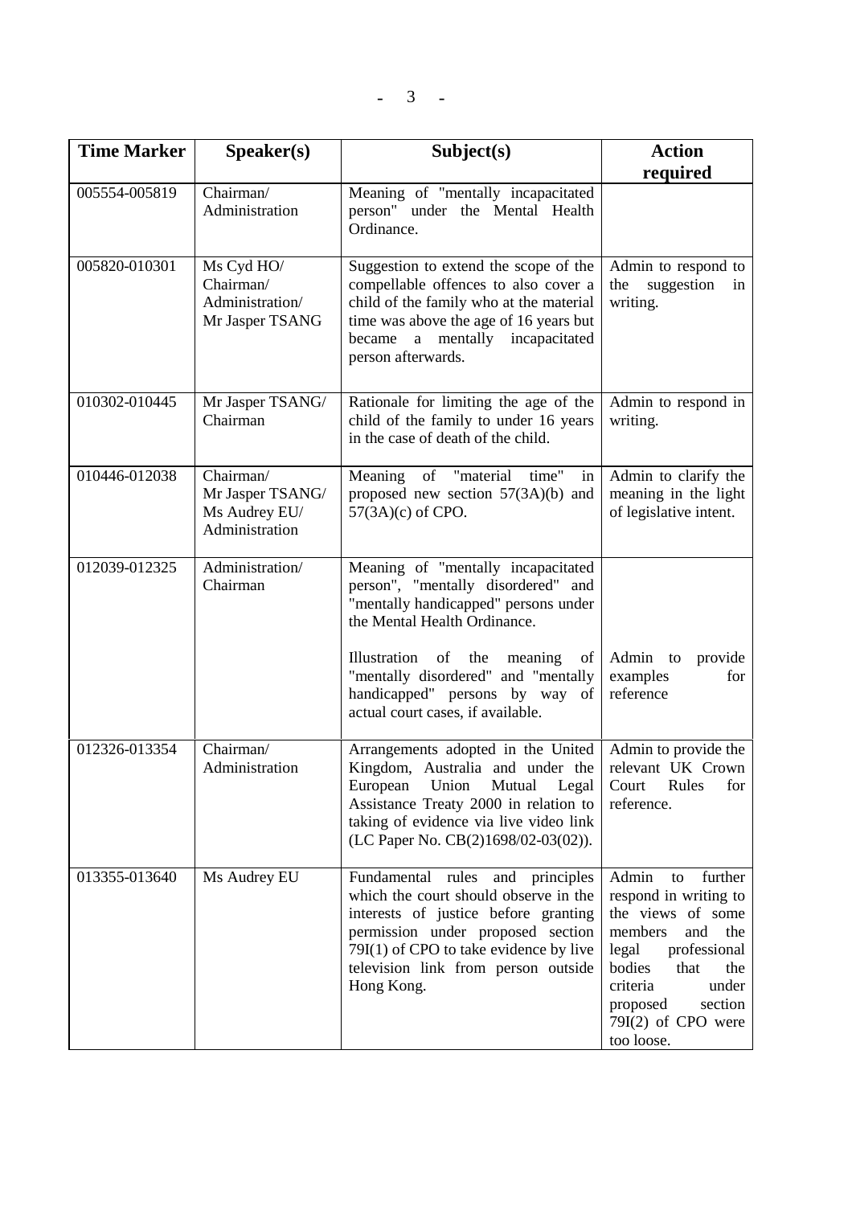| Time Marker | Speaker(s) | Subject(s) | Action required |
| --- | --- | --- | --- |
| 005554-005819 | Chairman/ Administration | Meaning of "mentally incapacitated person" under the Mental Health Ordinance. | |
| 005820-010301 | Ms Cyd HO/ Chairman/ Administration/ Mr Jasper TSANG | Suggestion to extend the scope of the compellable offences to also cover a child of the family who at the material time was above the age of 16 years but became a mentally incapacitated person afterwards. | Admin to respond to the suggestion in writing. |
| 010302-010445 | Mr Jasper TSANG/ Chairman | Rationale for limiting the age of the child of the family to under 16 years in the case of death of the child. | Admin to respond in writing. |
| 010446-012038 | Chairman/ Mr Jasper TSANG/ Ms Audrey EU/ Administration | Meaning of "material time" in proposed new section 57(3A)(b) and 57(3A)(c) of CPO. | Admin to clarify the meaning in the light of legislative intent. |
| 012039-012325 | Administration/ Chairman | Meaning of "mentally incapacitated person", "mentally disordered" and "mentally handicapped" persons under the Mental Health Ordinance.<br><br>Illustration of the meaning of "mentally disordered" and "mentally handicapped" persons by way of actual court cases, if available. | <br><br><br><br>Admin to provide examples for reference |
| 012326-013354 | Chairman/ Administration | Arrangements adopted in the United Kingdom, Australia and under the European Union Mutual Legal Assistance Treaty 2000 in relation to taking of evidence via live video link (LC Paper No. CB(2)1698/02-03(02)). | Admin to provide the relevant UK Crown Court Rules for reference. |
| 013355-013640 | Ms Audrey EU | Fundamental rules and principles which the court should observe in the interests of justice before granting permission under proposed section 79I(1) of CPO to take evidence by live television link from person outside Hong Kong. | Admin to further respond in writing to the views of some members and the legal professional bodies that the criteria under proposed section 79I(2) of CPO were too loose. |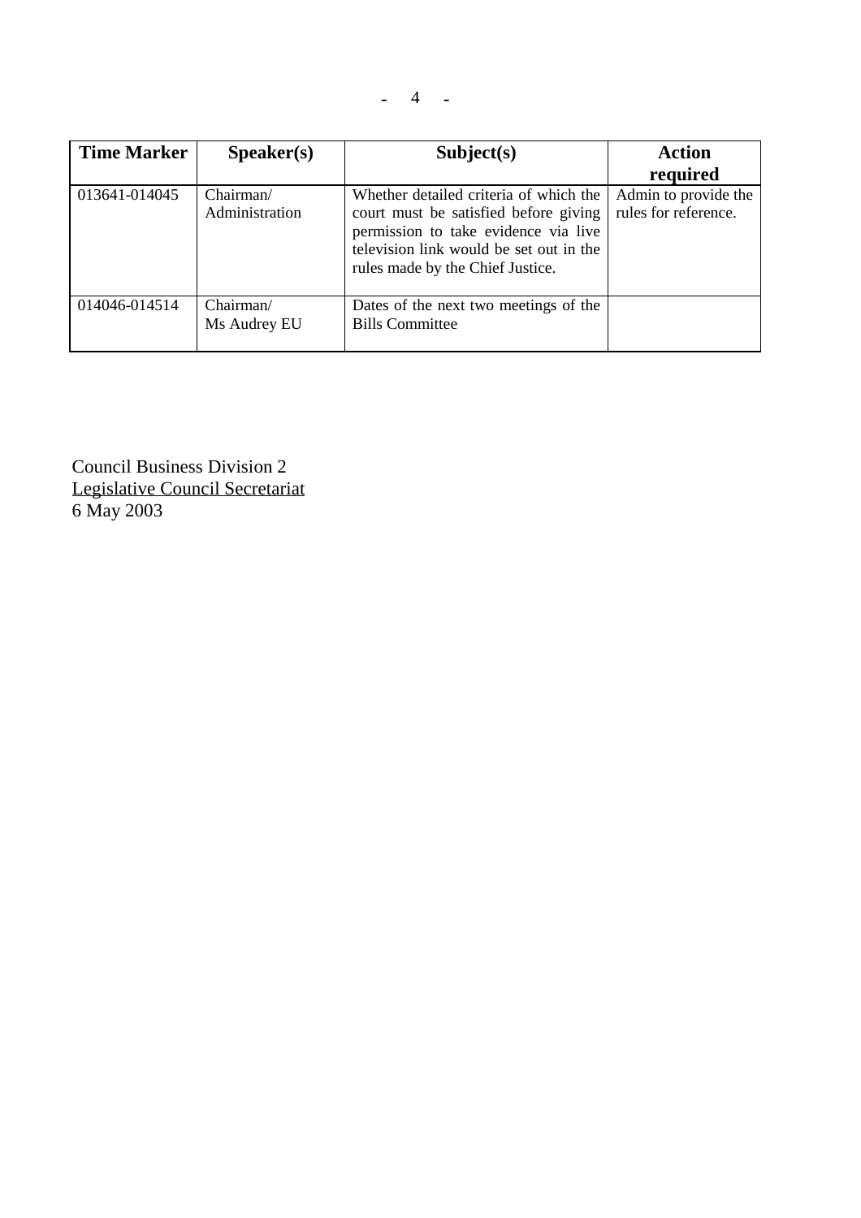| Time Marker | Speaker(s) | Subject(s) | Action required |
| --- | --- | --- | --- |
| 013641-014045 | Chairman/ Administration | Whether detailed criteria of which the court must be satisfied before giving permission to take evidence via live television link would be set out in the rules made by the Chief Justice. | Admin to provide the rules for reference. |
| 014046-014514 | Chairman/ Ms Audrey EU | Dates of the next two meetings of the Bills Committee | |

Council Business Division 2
Legislative Council Secretariat
6 May 2003